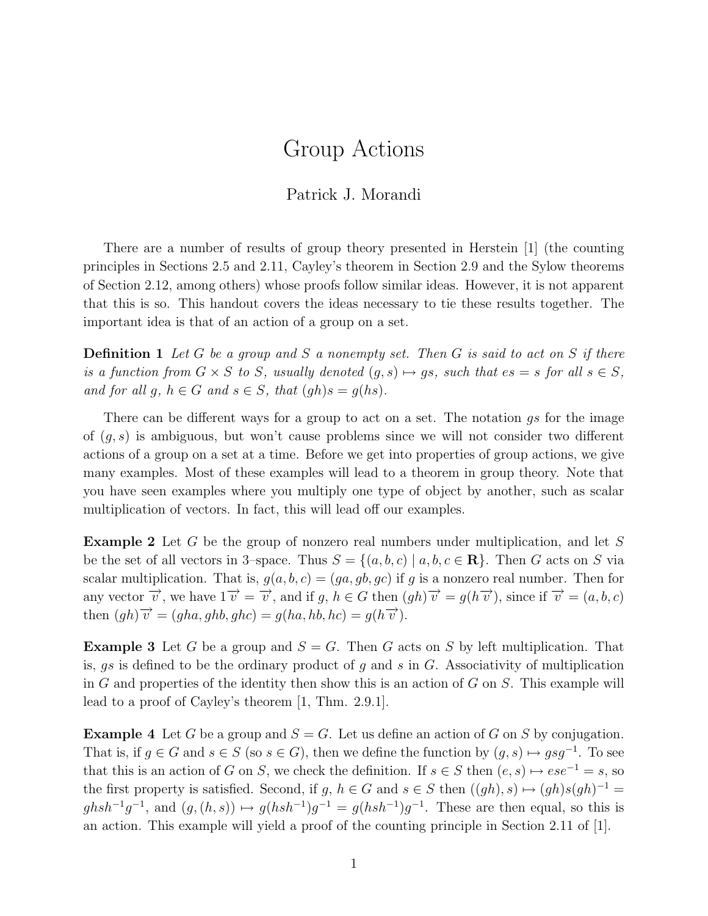# Group Actions

Patrick J. Morandi

There are a number of results of group theory presented in Herstein [1] (the counting principles in Sections 2.5 and 2.11, Cayley's theorem in Section 2.9 and the Sylow theorems of Section 2.12, among others) whose proofs follow similar ideas. However, it is not apparent that this is so. This handout covers the ideas necessary to tie these results together. The important idea is that of an action of a group on a set.

**Definition 1** *Let $G$ be a group and $S$ a nonempty set. Then $G$ is said to act on $S$ if there is a function from $G \times S$ to $S$, usually denoted $(g, s) \mapsto gs$, such that $es = s$ for all $s \in S$, and for all $g$, $h \in G$ and $s \in S$, that $(gh)s = g(hs)$.*

There can be different ways for a group to act on a set. The notation $gs$ for the image of $(g, s)$ is ambiguous, but won't cause problems since we will not consider two different actions of a group on a set at a time. Before we get into properties of group actions, we give many examples. Most of these examples will lead to a theorem in group theory. Note that you have seen examples where you multiply one type of object by another, such as scalar multiplication of vectors. In fact, this will lead off our examples.

**Example 2** Let $G$ be the group of nonzero real numbers under multiplication, and let $S$ be the set of all vectors in 3–space. Thus $S = \{(a, b, c) \mid a, b, c \in \mathbf{R}\}$. Then $G$ acts on $S$ via scalar multiplication. That is, $g(a, b, c) = (ga, gb, gc)$ if $g$ is a nonzero real number. Then for any vector $\overrightarrow{v}$, we have $1\overrightarrow{v} = \overrightarrow{v}$, and if $g$, $h \in G$ then $(gh)\overrightarrow{v} = g(h\overrightarrow{v})$, since if $\overrightarrow{v} = (a, b, c)$ then $(gh)\overrightarrow{v} = (gha, ghb, ghc) = g(ha, hb, hc) = g(h\overrightarrow{v})$.

**Example 3** Let $G$ be a group and $S = G$. Then $G$ acts on $S$ by left multiplication. That is, $gs$ is defined to be the ordinary product of $g$ and $s$ in $G$. Associativity of multiplication in $G$ and properties of the identity then show this is an action of $G$ on $S$. This example will lead to a proof of Cayley's theorem [1, Thm. 2.9.1].

**Example 4** Let $G$ be a group and $S = G$. Let us define an action of $G$ on $S$ by conjugation. That is, if $g \in G$ and $s \in S$ (so $s \in G$), then we define the function by $(g, s) \mapsto gsg^{-1}$. To see that this is an action of $G$ on $S$, we check the definition. If $s \in S$ then $(e, s) \mapsto ese^{-1} = s$, so the first property is satisfied. Second, if $g$, $h \in G$ and $s \in S$ then $((gh), s) \mapsto (gh)s(gh)^{-1} = ghsh^{-1}g^{-1}$, and $(g, (h, s)) \mapsto g(hsh^{-1})g^{-1} = g(hsh^{-1})g^{-1}$. These are then equal, so this is an action. This example will yield a proof of the counting principle in Section 2.11 of [1].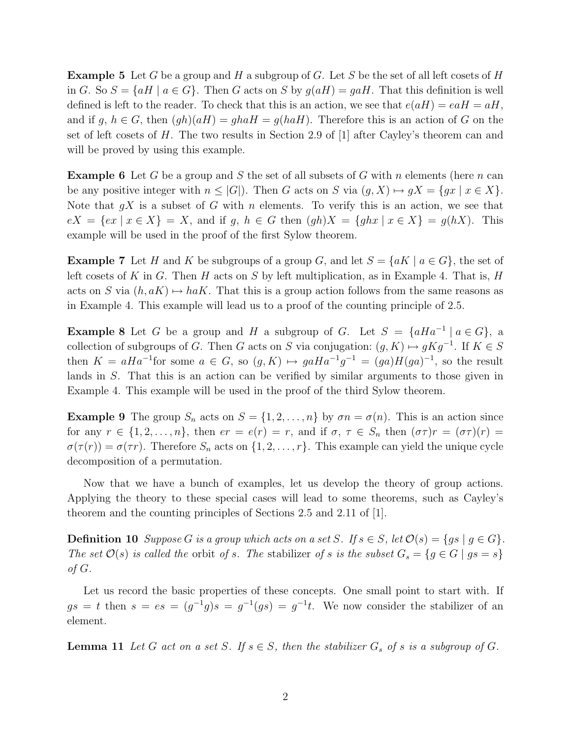**Example 5** Let $G$ be a group and $H$ a subgroup of $G$. Let $S$ be the set of all left cosets of $H$ in $G$. So $S = \{aH \mid a \in G\}$. Then $G$ acts on $S$ by $g(aH) = gaH$. That this definition is well defined is left to the reader. To check that this is an action, we see that $e(aH) = eaH = aH$, and if $g$, $h \in G$, then $(gh)(aH) = ghaH = g(haH)$. Therefore this is an action of $G$ on the set of left cosets of $H$. The two results in Section 2.9 of [1] after Cayley's theorem can and will be proved by using this example.

**Example 6** Let $G$ be a group and $S$ the set of all subsets of $G$ with $n$ elements (here $n$ can be any positive integer with $n \leq |G|$). Then $G$ acts on $S$ via $(g, X) \mapsto gX = \{gx \mid x \in X\}$. Note that $gX$ is a subset of $G$ with $n$ elements. To verify this is an action, we see that $eX = \{ex \mid x \in X\} = X$, and if $g$, $h \in G$ then $(gh)X = \{ghx \mid x \in X\} = g(hX)$. This example will be used in the proof of the first Sylow theorem.

**Example 7** Let $H$ and $K$ be subgroups of a group $G$, and let $S = \{aK \mid a \in G\}$, the set of left cosets of $K$ in $G$. Then $H$ acts on $S$ by left multiplication, as in Example 4. That is, $H$ acts on $S$ via $(h, aK) \mapsto haK$. That this is a group action follows from the same reasons as in Example 4. This example will lead us to a proof of the counting principle of 2.5.

**Example 8** Let $G$ be a group and $H$ a subgroup of $G$. Let $S = \{aHa^{-1} \mid a \in G\}$, a collection of subgroups of $G$. Then $G$ acts on $S$ via conjugation: $(g, K) \mapsto gKg^{-1}$. If $K \in S$ then $K = aHa^{-1}$for some $a \in G$, so $(g, K) \mapsto gaHa^{-1}g^{-1} = (ga)H(ga)^{-1}$, so the result lands in $S$. That this is an action can be verified by similar arguments to those given in Example 4. This example will be used in the proof of the third Sylow theorem.

**Example 9** The group $S_n$ acts on $S = \{1, 2, \ldots, n\}$ by $\sigma n = \sigma(n)$. This is an action since for any $r \in \{1, 2, \ldots, n\}$, then $er = e(r) = r$, and if $\sigma$, $\tau \in S_n$ then $(\sigma\tau)r = (\sigma\tau)(r) = \sigma(\tau(r)) = \sigma(\tau r)$. Therefore $S_n$ acts on $\{1, 2, \ldots, r\}$. This example can yield the unique cycle decomposition of a permutation.

Now that we have a bunch of examples, let us develop the theory of group actions. Applying the theory to these special cases will lead to some theorems, such as Cayley's theorem and the counting principles of Sections 2.5 and 2.11 of [1].

**Definition 10** *Suppose $G$ is a group which acts on a set $S$. If $s \in S$, let $\mathcal{O}(s) = \{gs \mid g \in G\}$. The set $\mathcal{O}(s)$ is called the* orbit *of $s$. The* stabilizer *of $s$ is the subset $G_s = \{g \in G \mid gs = s\}$ of $G$.*

Let us record the basic properties of these concepts. One small point to start with. If $gs = t$ then $s = es = (g^{-1}g)s = g^{-1}(gs) = g^{-1}t$. We now consider the stabilizer of an element.

**Lemma 11** *Let $G$ act on a set $S$. If $s \in S$, then the stabilizer $G_s$ of $s$ is a subgroup of $G$.*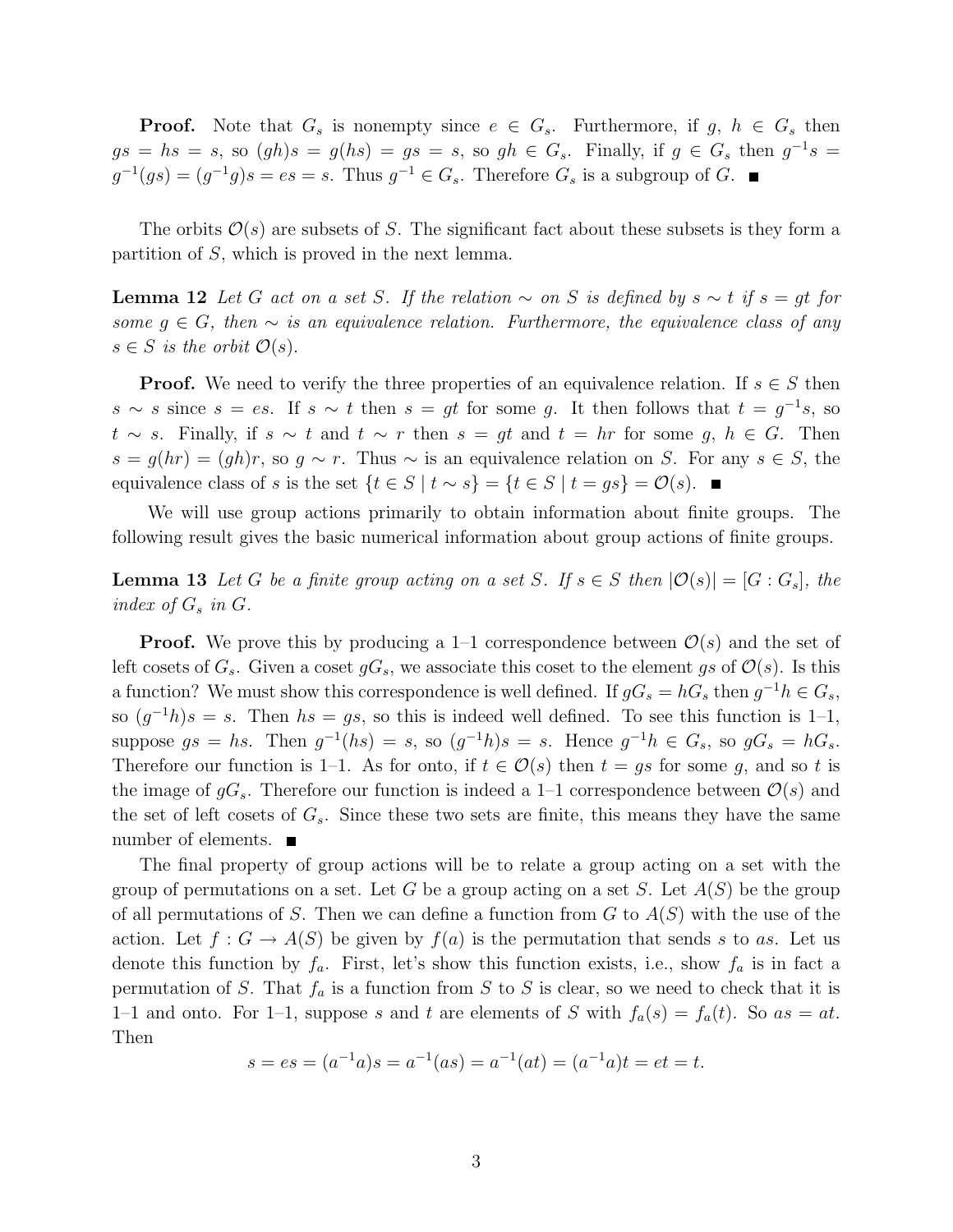**Proof.** Note that $G_s$ is nonempty since $e \in G_s$. Furthermore, if $g, h \in G_s$ then $gs = hs = s$, so $(gh)s = g(hs) = gs = s$, so $gh \in G_s$. Finally, if $g \in G_s$ then $g^{-1}s = g^{-1}(gs) = (g^{-1}g)s = es = s$. Thus $g^{-1} \in G_s$. Therefore $G_s$ is a subgroup of $G$. ■

The orbits $\mathcal{O}(s)$ are subsets of $S$. The significant fact about these subsets is they form a partition of $S$, which is proved in the next lemma.

**Lemma 12** *Let $G$ act on a set $S$. If the relation $\sim$ on $S$ is defined by $s \sim t$ if $s = gt$ for some $g \in G$, then $\sim$ is an equivalence relation. Furthermore, the equivalence class of any $s \in S$ is the orbit $\mathcal{O}(s)$.*

**Proof.** We need to verify the three properties of an equivalence relation. If $s \in S$ then $s \sim s$ since $s = es$. If $s \sim t$ then $s = gt$ for some $g$. It then follows that $t = g^{-1}s$, so $t \sim s$. Finally, if $s \sim t$ and $t \sim r$ then $s = gt$ and $t = hr$ for some $g, h \in G$. Then $s = g(hr) = (gh)r$, so $g \sim r$. Thus $\sim$ is an equivalence relation on $S$. For any $s \in S$, the equivalence class of $s$ is the set $\{t \in S \mid t \sim s\} = \{t \in S \mid t = gs\} = \mathcal{O}(s)$. ■

We will use group actions primarily to obtain information about finite groups. The following result gives the basic numerical information about group actions of finite groups.

**Lemma 13** *Let $G$ be a finite group acting on a set $S$. If $s \in S$ then $|\mathcal{O}(s)| = [G : G_s]$, the index of $G_s$ in $G$.*

**Proof.** We prove this by producing a 1–1 correspondence between $\mathcal{O}(s)$ and the set of left cosets of $G_s$. Given a coset $gG_s$, we associate this coset to the element $gs$ of $\mathcal{O}(s)$. Is this a function? We must show this correspondence is well defined. If $gG_s = hG_s$ then $g^{-1}h \in G_s$, so $(g^{-1}h)s = s$. Then $hs = gs$, so this is indeed well defined. To see this function is 1–1, suppose $gs = hs$. Then $g^{-1}(hs) = s$, so $(g^{-1}h)s = s$. Hence $g^{-1}h \in G_s$, so $gG_s = hG_s$. Therefore our function is 1–1. As for onto, if $t \in \mathcal{O}(s)$ then $t = gs$ for some $g$, and so $t$ is the image of $gG_s$. Therefore our function is indeed a 1–1 correspondence between $\mathcal{O}(s)$ and the set of left cosets of $G_s$. Since these two sets are finite, this means they have the same number of elements. ■

The final property of group actions will be to relate a group acting on a set with the group of permutations on a set. Let $G$ be a group acting on a set $S$. Let $A(S)$ be the group of all permutations of $S$. Then we can define a function from $G$ to $A(S)$ with the use of the action. Let $f : G \to A(S)$ be given by $f(a)$ is the permutation that sends $s$ to $as$. Let us denote this function by $f_a$. First, let's show this function exists, i.e., show $f_a$ is in fact a permutation of $S$. That $f_a$ is a function from $S$ to $S$ is clear, so we need to check that it is 1–1 and onto. For 1–1, suppose $s$ and $t$ are elements of $S$ with $f_a(s) = f_a(t)$. So $as = at$. Then

$$s = es = (a^{-1}a)s = a^{-1}(as) = a^{-1}(at) = (a^{-1}a)t = et = t.$$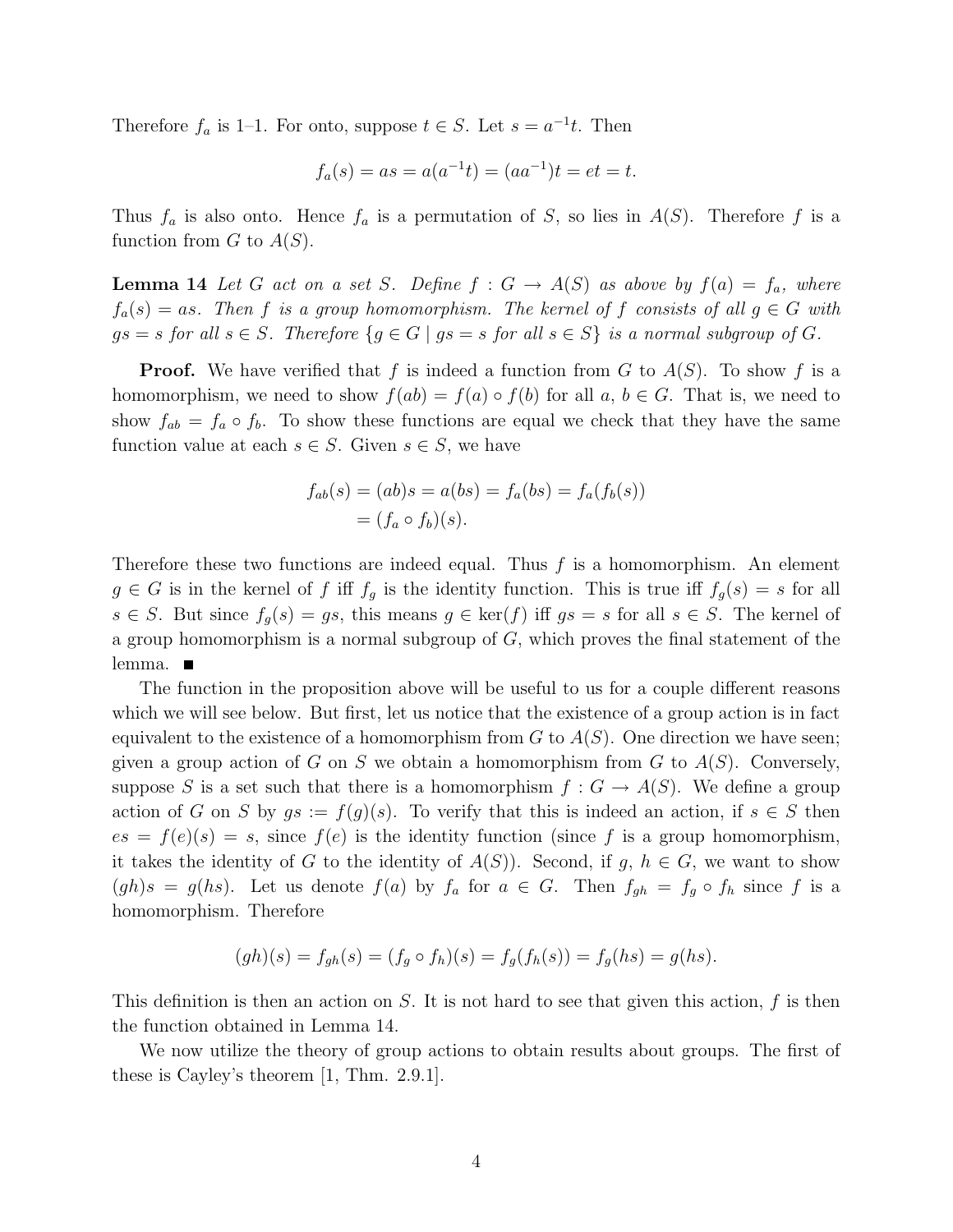Therefore $f_a$ is 1–1. For onto, suppose $t \in S$. Let $s = a^{-1}t$. Then

$$f_a(s) = as = a(a^{-1}t) = (aa^{-1})t = et = t.$$

Thus $f_a$ is also onto. Hence $f_a$ is a permutation of $S$, so lies in $A(S)$. Therefore $f$ is a function from $G$ to $A(S)$.

**Lemma 14** *Let $G$ act on a set $S$. Define $f : G \to A(S)$ as above by $f(a) = f_a$, where $f_a(s) = as$. Then $f$ is a group homomorphism. The kernel of $f$ consists of all $g \in G$ with $gs = s$ for all $s \in S$. Therefore $\{g \in G \mid gs = s \text{ for all } s \in S\}$ is a normal subgroup of $G$.*

**Proof.** We have verified that $f$ is indeed a function from $G$ to $A(S)$. To show $f$ is a homomorphism, we need to show $f(ab) = f(a) \circ f(b)$ for all $a, b \in G$. That is, we need to show $f_{ab} = f_a \circ f_b$. To show these functions are equal we check that they have the same function value at each $s \in S$. Given $s \in S$, we have

$$\begin{aligned} f_{ab}(s) &= (ab)s = a(bs) = f_a(bs) = f_a(f_b(s)) \\ &= (f_a \circ f_b)(s). \end{aligned}$$

Therefore these two functions are indeed equal. Thus $f$ is a homomorphism. An element $g \in G$ is in the kernel of $f$ iff $f_g$ is the identity function. This is true iff $f_g(s) = s$ for all $s \in S$. But since $f_g(s) = gs$, this means $g \in \ker(f)$ iff $gs = s$ for all $s \in S$. The kernel of a group homomorphism is a normal subgroup of $G$, which proves the final statement of the lemma. ■

The function in the proposition above will be useful to us for a couple different reasons which we will see below. But first, let us notice that the existence of a group action is in fact equivalent to the existence of a homomorphism from $G$ to $A(S)$. One direction we have seen; given a group action of $G$ on $S$ we obtain a homomorphism from $G$ to $A(S)$. Conversely, suppose $S$ is a set such that there is a homomorphism $f : G \to A(S)$. We define a group action of $G$ on $S$ by $gs := f(g)(s)$. To verify that this is indeed an action, if $s \in S$ then $es = f(e)(s) = s$, since $f(e)$ is the identity function (since $f$ is a group homomorphism, it takes the identity of $G$ to the identity of $A(S)$). Second, if $g, h \in G$, we want to show $(gh)s = g(hs)$. Let us denote $f(a)$ by $f_a$ for $a \in G$. Then $f_{gh} = f_g \circ f_h$ since $f$ is a homomorphism. Therefore

$$(gh)(s) = f_{gh}(s) = (f_g \circ f_h)(s) = f_g(f_h(s)) = f_g(hs) = g(hs).$$

This definition is then an action on $S$. It is not hard to see that given this action, $f$ is then the function obtained in Lemma 14.

We now utilize the theory of group actions to obtain results about groups. The first of these is Cayley's theorem [1, Thm. 2.9.1].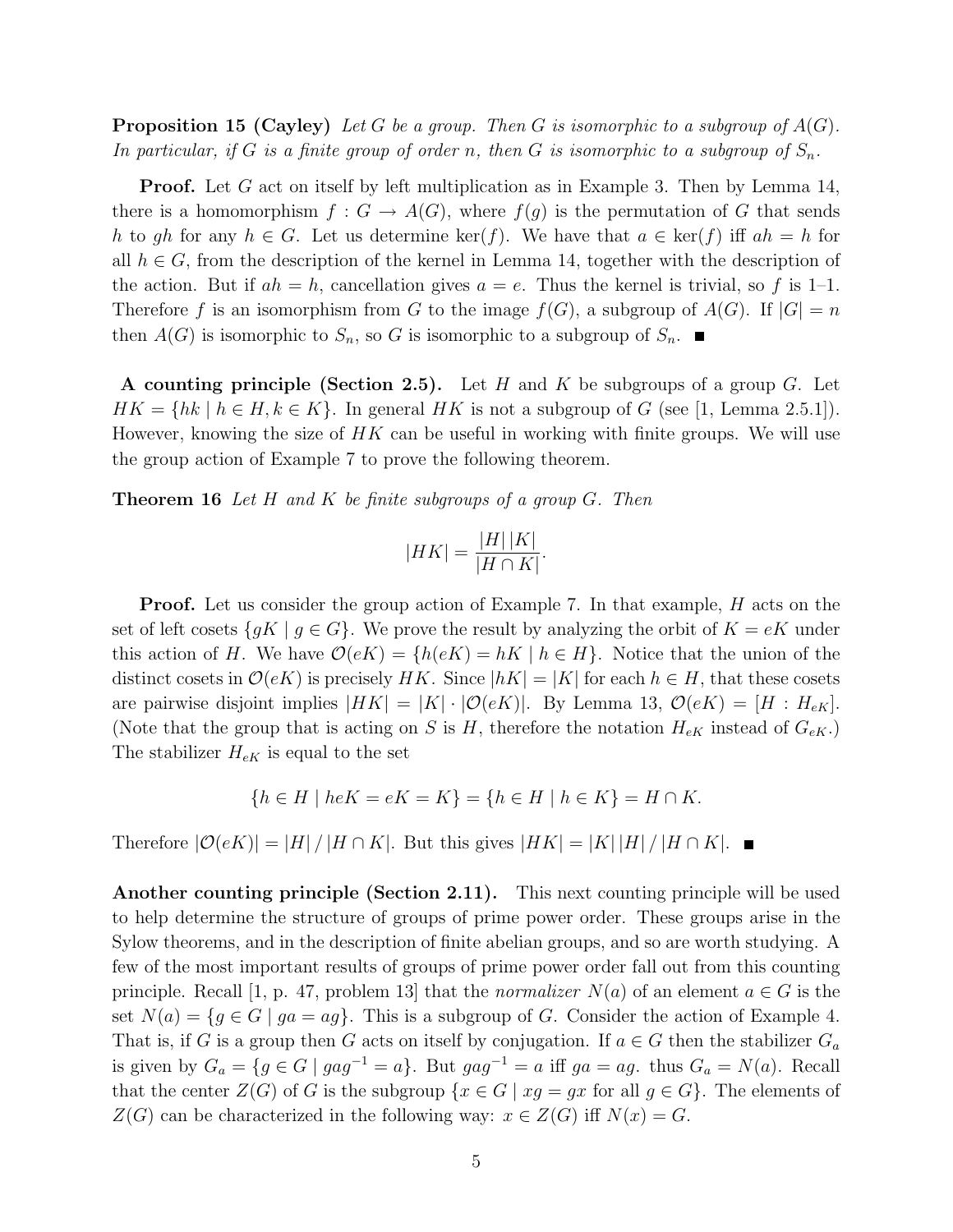**Proposition 15 (Cayley)** *Let $G$ be a group. Then $G$ is isomorphic to a subgroup of $A(G)$. In particular, if $G$ is a finite group of order $n$, then $G$ is isomorphic to a subgroup of $S_n$.*

**Proof.** Let $G$ act on itself by left multiplication as in Example 3. Then by Lemma 14, there is a homomorphism $f : G \to A(G)$, where $f(g)$ is the permutation of $G$ that sends $h$ to $gh$ for any $h \in G$. Let us determine $\ker(f)$. We have that $a \in \ker(f)$ iff $ah = h$ for all $h \in G$, from the description of the kernel in Lemma 14, together with the description of the action. But if $ah = h$, cancellation gives $a = e$. Thus the kernel is trivial, so $f$ is 1–1. Therefore $f$ is an isomorphism from $G$ to the image $f(G)$, a subgroup of $A(G)$. If $|G| = n$ then $A(G)$ is isomorphic to $S_n$, so $G$ is isomorphic to a subgroup of $S_n$. ■

**A counting principle (Section 2.5).** Let $H$ and $K$ be subgroups of a group $G$. Let $HK = \{hk \mid h \in H, k \in K\}$. In general $HK$ is not a subgroup of $G$ (see [1, Lemma 2.5.1]). However, knowing the size of $HK$ can be useful in working with finite groups. We will use the group action of Example 7 to prove the following theorem.

**Theorem 16** *Let $H$ and $K$ be finite subgroups of a group $G$. Then*

$$|HK| = \frac{|H|\,|K|}{|H \cap K|}.$$

**Proof.** Let us consider the group action of Example 7. In that example, $H$ acts on the set of left cosets $\{gK \mid g \in G\}$. We prove the result by analyzing the orbit of $K = eK$ under this action of $H$. We have $\mathcal{O}(eK) = \{h(eK) = hK \mid h \in H\}$. Notice that the union of the distinct cosets in $\mathcal{O}(eK)$ is precisely $HK$. Since $|hK| = |K|$ for each $h \in H$, that these cosets are pairwise disjoint implies $|HK| = |K| \cdot |\mathcal{O}(eK)|$. By Lemma 13, $\mathcal{O}(eK) = [H : H_{eK}]$. (Note that the group that is acting on $S$ is $H$, therefore the notation $H_{eK}$ instead of $G_{eK}$.) The stabilizer $H_{eK}$ is equal to the set

$$\{h \in H \mid heK = eK = K\} = \{h \in H \mid h \in K\} = H \cap K.$$

Therefore $|\mathcal{O}(eK)| = |H| \,/\, |H \cap K|$. But this gives $|HK| = |K|\,|H| \,/\, |H \cap K|$. ■

**Another counting principle (Section 2.11).** This next counting principle will be used to help determine the structure of groups of prime power order. These groups arise in the Sylow theorems, and in the description of finite abelian groups, and so are worth studying. A few of the most important results of groups of prime power order fall out from this counting principle. Recall [1, p. 47, problem 13] that the *normalizer* $N(a)$ of an element $a \in G$ is the set $N(a) = \{g \in G \mid ga = ag\}$. This is a subgroup of $G$. Consider the action of Example 4. That is, if $G$ is a group then $G$ acts on itself by conjugation. If $a \in G$ then the stabilizer $G_a$ is given by $G_a = \{g \in G \mid gag^{-1} = a\}$. But $gag^{-1} = a$ iff $ga = ag$. thus $G_a = N(a)$. Recall that the center $Z(G)$ of $G$ is the subgroup $\{x \in G \mid xg = gx \text{ for all } g \in G\}$. The elements of $Z(G)$ can be characterized in the following way: $x \in Z(G)$ iff $N(x) = G$.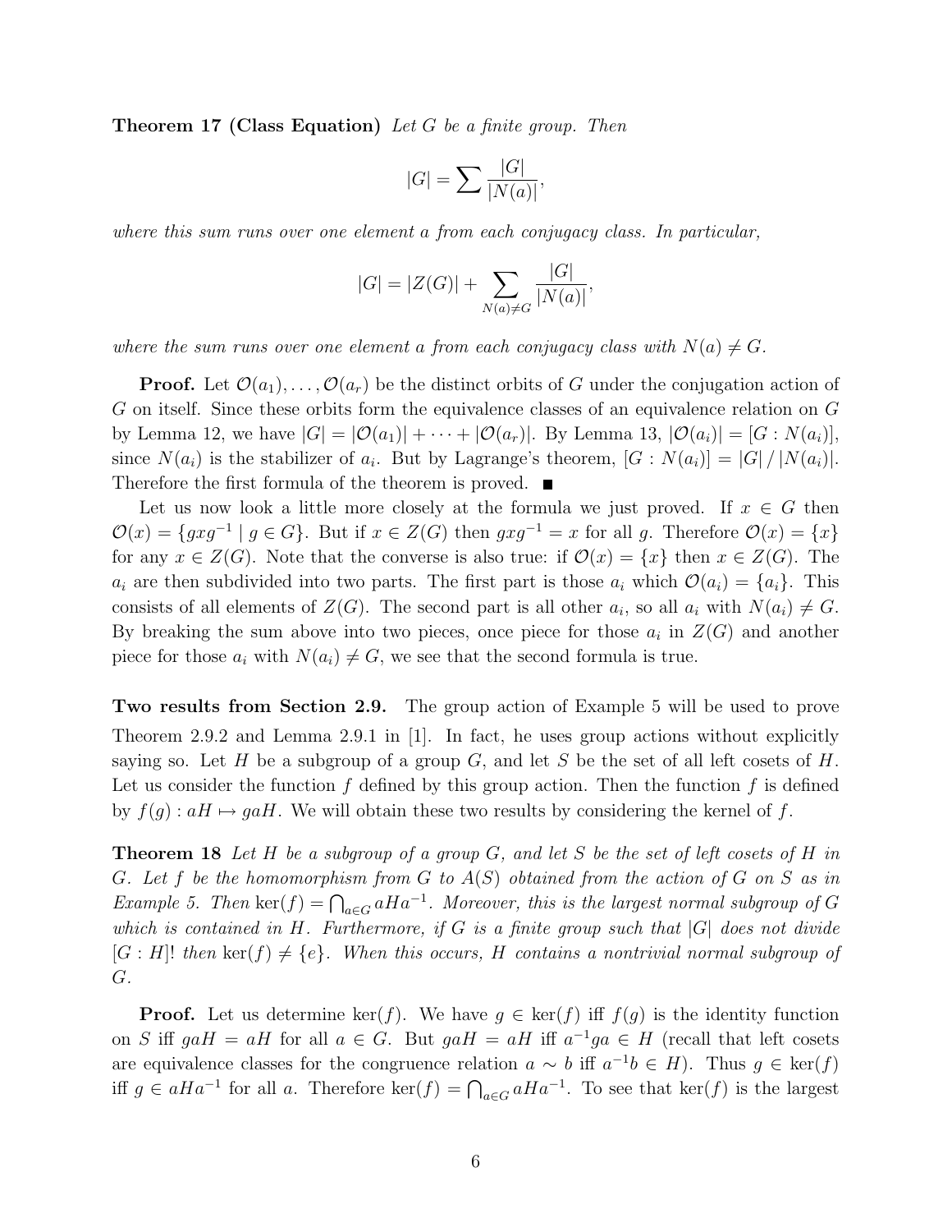**Theorem 17 (Class Equation)** *Let $G$ be a finite group. Then*

$$|G| = \sum \frac{|G|}{|N(a)|},$$

*where this sum runs over one element $a$ from each conjugacy class. In particular,*

$$|G| = |Z(G)| + \sum_{N(a) \neq G} \frac{|G|}{|N(a)|},$$

*where the sum runs over one element $a$ from each conjugacy class with $N(a) \neq G$.*

**Proof.** Let $\mathcal{O}(a_1), \ldots, \mathcal{O}(a_r)$ be the distinct orbits of $G$ under the conjugation action of $G$ on itself. Since these orbits form the equivalence classes of an equivalence relation on $G$ by Lemma 12, we have $|G| = |\mathcal{O}(a_1)| + \cdots + |\mathcal{O}(a_r)|$. By Lemma 13, $|\mathcal{O}(a_i)| = [G : N(a_i)]$, since $N(a_i)$ is the stabilizer of $a_i$. But by Lagrange's theorem, $[G : N(a_i)] = |G| / |N(a_i)|$. Therefore the first formula of the theorem is proved. ■

Let us now look a little more closely at the formula we just proved. If $x \in G$ then $\mathcal{O}(x) = \{gxg^{-1} \mid g \in G\}$. But if $x \in Z(G)$ then $gxg^{-1} = x$ for all $g$. Therefore $\mathcal{O}(x) = \{x\}$ for any $x \in Z(G)$. Note that the converse is also true: if $\mathcal{O}(x) = \{x\}$ then $x \in Z(G)$. The $a_i$ are then subdivided into two parts. The first part is those $a_i$ which $\mathcal{O}(a_i) = \{a_i\}$. This consists of all elements of $Z(G)$. The second part is all other $a_i$, so all $a_i$ with $N(a_i) \neq G$. By breaking the sum above into two pieces, once piece for those $a_i$ in $Z(G)$ and another piece for those $a_i$ with $N(a_i) \neq G$, we see that the second formula is true.

**Two results from Section 2.9.** The group action of Example 5 will be used to prove Theorem 2.9.2 and Lemma 2.9.1 in [1]. In fact, he uses group actions without explicitly saying so. Let $H$ be a subgroup of a group $G$, and let $S$ be the set of all left cosets of $H$. Let us consider the function $f$ defined by this group action. Then the function $f$ is defined by $f(g) : aH \mapsto gaH$. We will obtain these two results by considering the kernel of $f$.

**Theorem 18** *Let $H$ be a subgroup of a group $G$, and let $S$ be the set of left cosets of $H$ in $G$. Let $f$ be the homomorphism from $G$ to $A(S)$ obtained from the action of $G$ on $S$ as in Example 5. Then $\ker(f) = \bigcap_{a \in G} aHa^{-1}$. Moreover, this is the largest normal subgroup of $G$ which is contained in $H$. Furthermore, if $G$ is a finite group such that $|G|$ does not divide $[G : H]!$ then $\ker(f) \neq \{e\}$. When this occurs, $H$ contains a nontrivial normal subgroup of $G$.*

**Proof.** Let us determine $\ker(f)$. We have $g \in \ker(f)$ iff $f(g)$ is the identity function on $S$ iff $gaH = aH$ for all $a \in G$. But $gaH = aH$ iff $a^{-1}ga \in H$ (recall that left cosets are equivalence classes for the congruence relation $a \sim b$ iff $a^{-1}b \in H$). Thus $g \in \ker(f)$ iff $g \in aHa^{-1}$ for all $a$. Therefore $\ker(f) = \bigcap_{a \in G} aHa^{-1}$. To see that $\ker(f)$ is the largest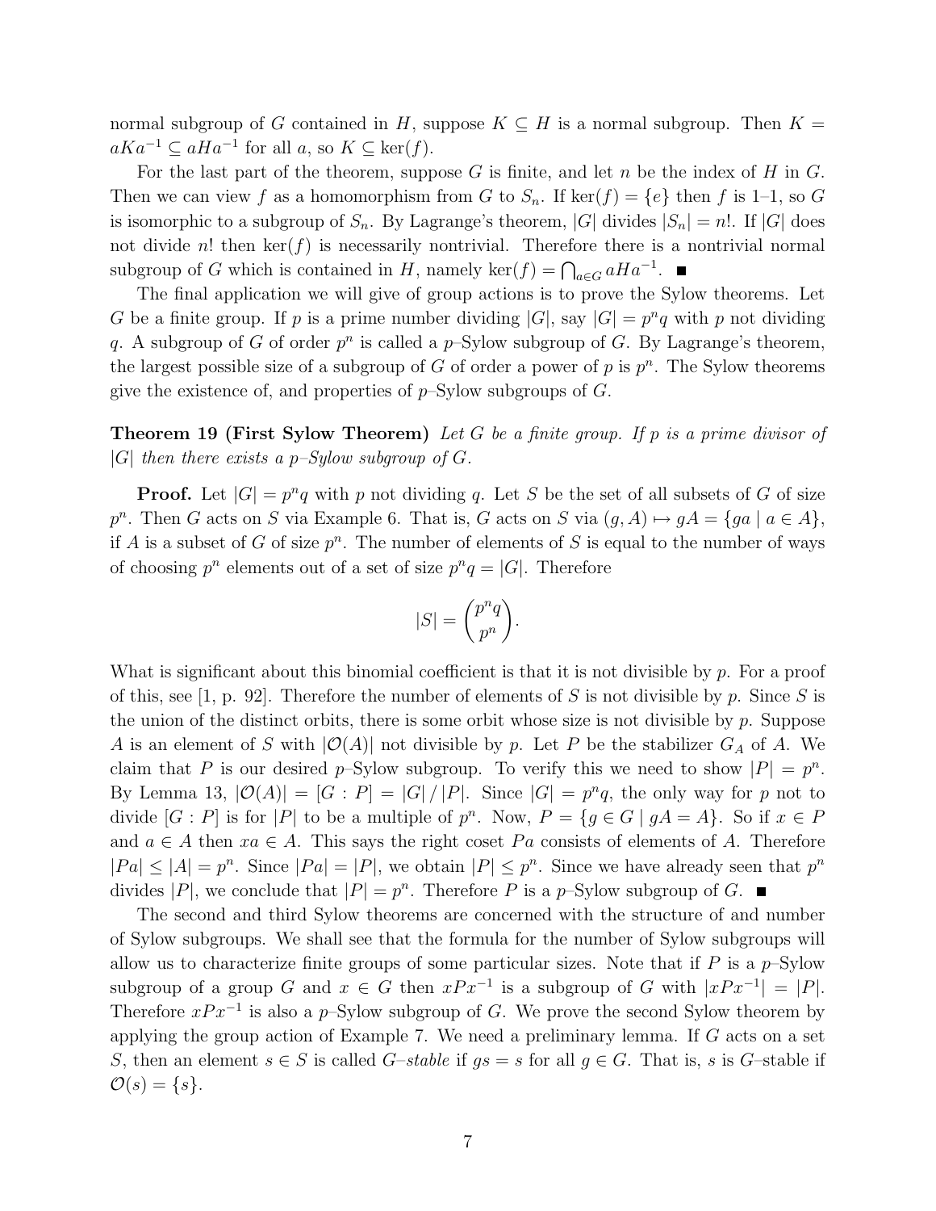normal subgroup of $G$ contained in $H$, suppose $K \subseteq H$ is a normal subgroup. Then $K = aKa^{-1} \subseteq aHa^{-1}$ for all $a$, so $K \subseteq \ker(f)$.

For the last part of the theorem, suppose $G$ is finite, and let $n$ be the index of $H$ in $G$. Then we can view $f$ as a homomorphism from $G$ to $S_n$. If $\ker(f) = \{e\}$ then $f$ is 1–1, so $G$ is isomorphic to a subgroup of $S_n$. By Lagrange's theorem, $|G|$ divides $|S_n| = n!$. If $|G|$ does not divide $n!$ then $\ker(f)$ is necessarily nontrivial. Therefore there is a nontrivial normal subgroup of $G$ which is contained in $H$, namely $\ker(f) = \bigcap_{a \in G} aHa^{-1}$. ■

The final application we will give of group actions is to prove the Sylow theorems. Let $G$ be a finite group. If $p$ is a prime number dividing $|G|$, say $|G| = p^n q$ with $p$ not dividing $q$. A subgroup of $G$ of order $p^n$ is called a $p$–Sylow subgroup of $G$. By Lagrange's theorem, the largest possible size of a subgroup of $G$ of order a power of $p$ is $p^n$. The Sylow theorems give the existence of, and properties of $p$–Sylow subgroups of $G$.

**Theorem 19 (First Sylow Theorem)** *Let $G$ be a finite group. If $p$ is a prime divisor of $|G|$ then there exists a $p$–Sylow subgroup of $G$.*

**Proof.** Let $|G| = p^n q$ with $p$ not dividing $q$. Let $S$ be the set of all subsets of $G$ of size $p^n$. Then $G$ acts on $S$ via Example 6. That is, $G$ acts on $S$ via $(g, A) \mapsto gA = \{ga \mid a \in A\}$, if $A$ is a subset of $G$ of size $p^n$. The number of elements of $S$ is equal to the number of ways of choosing $p^n$ elements out of a set of size $p^n q = |G|$. Therefore

$$|S| = \binom{p^n q}{p^n}.$$

What is significant about this binomial coefficient is that it is not divisible by $p$. For a proof of this, see [1, p. 92]. Therefore the number of elements of $S$ is not divisible by $p$. Since $S$ is the union of the distinct orbits, there is some orbit whose size is not divisible by $p$. Suppose $A$ is an element of $S$ with $|\mathcal{O}(A)|$ not divisible by $p$. Let $P$ be the stabilizer $G_A$ of $A$. We claim that $P$ is our desired $p$–Sylow subgroup. To verify this we need to show $|P| = p^n$. By Lemma 13, $|\mathcal{O}(A)| = [G : P] = |G| / |P|$. Since $|G| = p^n q$, the only way for $p$ not to divide $[G : P]$ is for $|P|$ to be a multiple of $p^n$. Now, $P = \{g \in G \mid gA = A\}$. So if $x \in P$ and $a \in A$ then $xa \in A$. This says the right coset $Pa$ consists of elements of $A$. Therefore $|Pa| \leq |A| = p^n$. Since $|Pa| = |P|$, we obtain $|P| \leq p^n$. Since we have already seen that $p^n$ divides $|P|$, we conclude that $|P| = p^n$. Therefore $P$ is a $p$–Sylow subgroup of $G$. ■

The second and third Sylow theorems are concerned with the structure of and number of Sylow subgroups. We shall see that the formula for the number of Sylow subgroups will allow us to characterize finite groups of some particular sizes. Note that if $P$ is a $p$–Sylow subgroup of a group $G$ and $x \in G$ then $xPx^{-1}$ is a subgroup of $G$ with $|xPx^{-1}| = |P|$. Therefore $xPx^{-1}$ is also a $p$–Sylow subgroup of $G$. We prove the second Sylow theorem by applying the group action of Example 7. We need a preliminary lemma. If $G$ acts on a set $S$, then an element $s \in S$ is called *$G$–stable* if $gs = s$ for all $g \in G$. That is, $s$ is $G$–stable if $\mathcal{O}(s) = \{s\}$.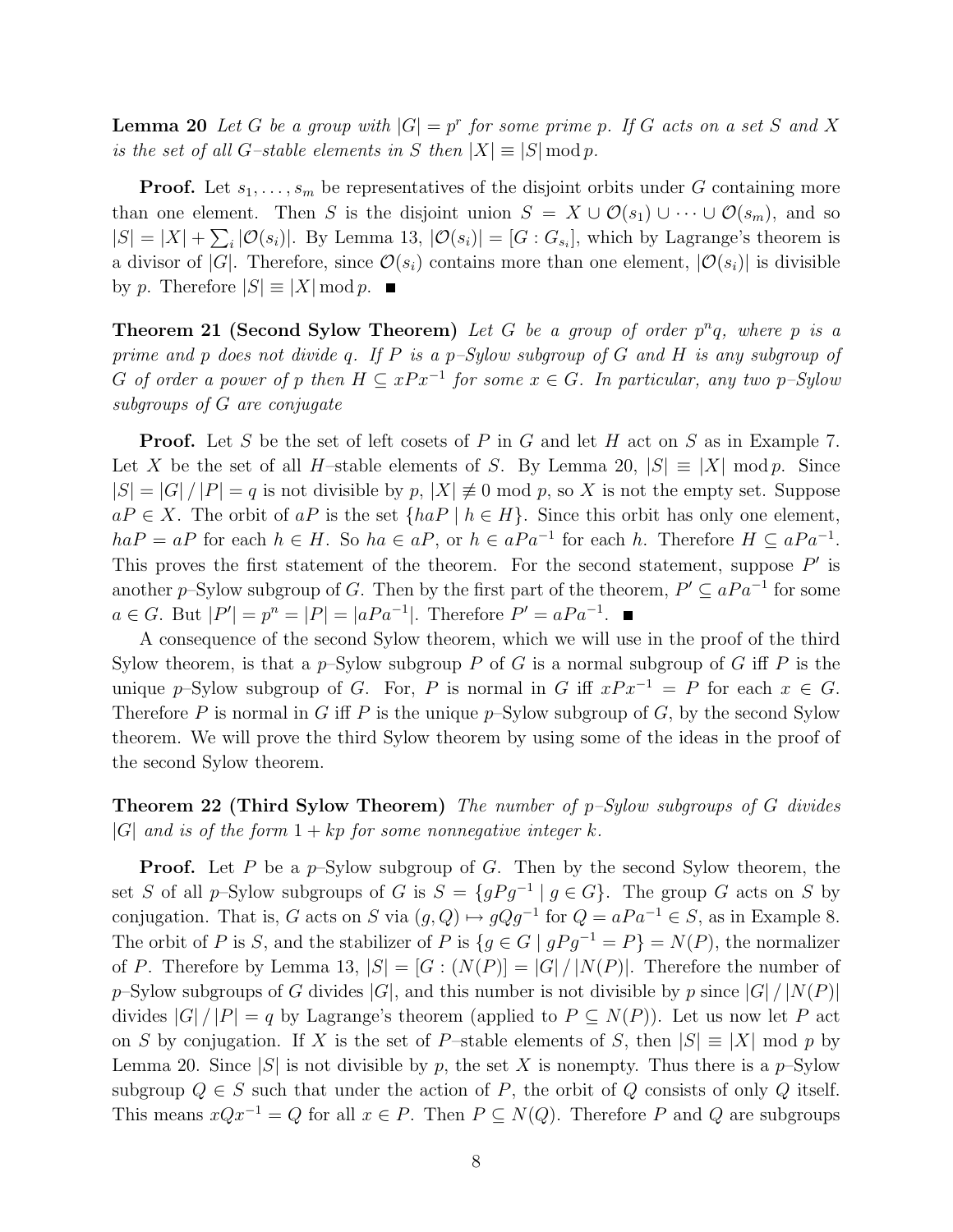**Lemma 20** *Let $G$ be a group with $|G| = p^r$ for some prime $p$. If $G$ acts on a set $S$ and $X$ is the set of all $G$–stable elements in $S$ then $|X| \equiv |S| \bmod p$.*

**Proof.** Let $s_1, \ldots, s_m$ be representatives of the disjoint orbits under $G$ containing more than one element. Then $S$ is the disjoint union $S = X \cup \mathcal{O}(s_1) \cup \cdots \cup \mathcal{O}(s_m)$, and so $|S| = |X| + \sum_i |\mathcal{O}(s_i)|$. By Lemma 13, $|\mathcal{O}(s_i)| = [G : G_{s_i}]$, which by Lagrange's theorem is a divisor of $|G|$. Therefore, since $\mathcal{O}(s_i)$ contains more than one element, $|\mathcal{O}(s_i)|$ is divisible by $p$. Therefore $|S| \equiv |X| \bmod p$. ∎

**Theorem 21 (Second Sylow Theorem)** *Let $G$ be a group of order $p^n q$, where $p$ is a prime and $p$ does not divide $q$. If $P$ is a $p$–Sylow subgroup of $G$ and $H$ is any subgroup of $G$ of order a power of $p$ then $H \subseteq xPx^{-1}$ for some $x \in G$. In particular, any two $p$–Sylow subgroups of $G$ are conjugate*

**Proof.** Let $S$ be the set of left cosets of $P$ in $G$ and let $H$ act on $S$ as in Example 7. Let $X$ be the set of all $H$–stable elements of $S$. By Lemma 20, $|S| \equiv |X| \bmod p$. Since $|S| = |G| / |P| = q$ is not divisible by $p$, $|X| \not\equiv 0 \bmod p$, so $X$ is not the empty set. Suppose $aP \in X$. The orbit of $aP$ is the set $\{haP \mid h \in H\}$. Since this orbit has only one element, $haP = aP$ for each $h \in H$. So $ha \in aP$, or $h \in aPa^{-1}$ for each $h$. Therefore $H \subseteq aPa^{-1}$. This proves the first statement of the theorem. For the second statement, suppose $P'$ is another $p$–Sylow subgroup of $G$. Then by the first part of the theorem, $P' \subseteq aPa^{-1}$ for some $a \in G$. But $|P'| = p^n = |P| = |aPa^{-1}|$. Therefore $P' = aPa^{-1}$. ∎

A consequence of the second Sylow theorem, which we will use in the proof of the third Sylow theorem, is that a $p$–Sylow subgroup $P$ of $G$ is a normal subgroup of $G$ iff $P$ is the unique $p$–Sylow subgroup of $G$. For, $P$ is normal in $G$ iff $xPx^{-1} = P$ for each $x \in G$. Therefore $P$ is normal in $G$ iff $P$ is the unique $p$–Sylow subgroup of $G$, by the second Sylow theorem. We will prove the third Sylow theorem by using some of the ideas in the proof of the second Sylow theorem.

**Theorem 22 (Third Sylow Theorem)** *The number of $p$–Sylow subgroups of $G$ divides $|G|$ and is of the form $1 + kp$ for some nonnegative integer $k$.*

**Proof.** Let $P$ be a $p$–Sylow subgroup of $G$. Then by the second Sylow theorem, the set $S$ of all $p$–Sylow subgroups of $G$ is $S = \{gPg^{-1} \mid g \in G\}$. The group $G$ acts on $S$ by conjugation. That is, $G$ acts on $S$ via $(g, Q) \mapsto gQg^{-1}$ for $Q = aPa^{-1} \in S$, as in Example 8. The orbit of $P$ is $S$, and the stabilizer of $P$ is $\{g \in G \mid gPg^{-1} = P\} = N(P)$, the normalizer of $P$. Therefore by Lemma 13, $|S| = [G : (N(P)] = |G| / |N(P)|$. Therefore the number of $p$–Sylow subgroups of $G$ divides $|G|$, and this number is not divisible by $p$ since $|G| / |N(P)|$ divides $|G| / |P| = q$ by Lagrange's theorem (applied to $P \subseteq N(P)$). Let us now let $P$ act on $S$ by conjugation. If $X$ is the set of $P$–stable elements of $S$, then $|S| \equiv |X| \bmod p$ by Lemma 20. Since $|S|$ is not divisible by $p$, the set $X$ is nonempty. Thus there is a $p$–Sylow subgroup $Q \in S$ such that under the action of $P$, the orbit of $Q$ consists of only $Q$ itself. This means $xQx^{-1} = Q$ for all $x \in P$. Then $P \subseteq N(Q)$. Therefore $P$ and $Q$ are subgroups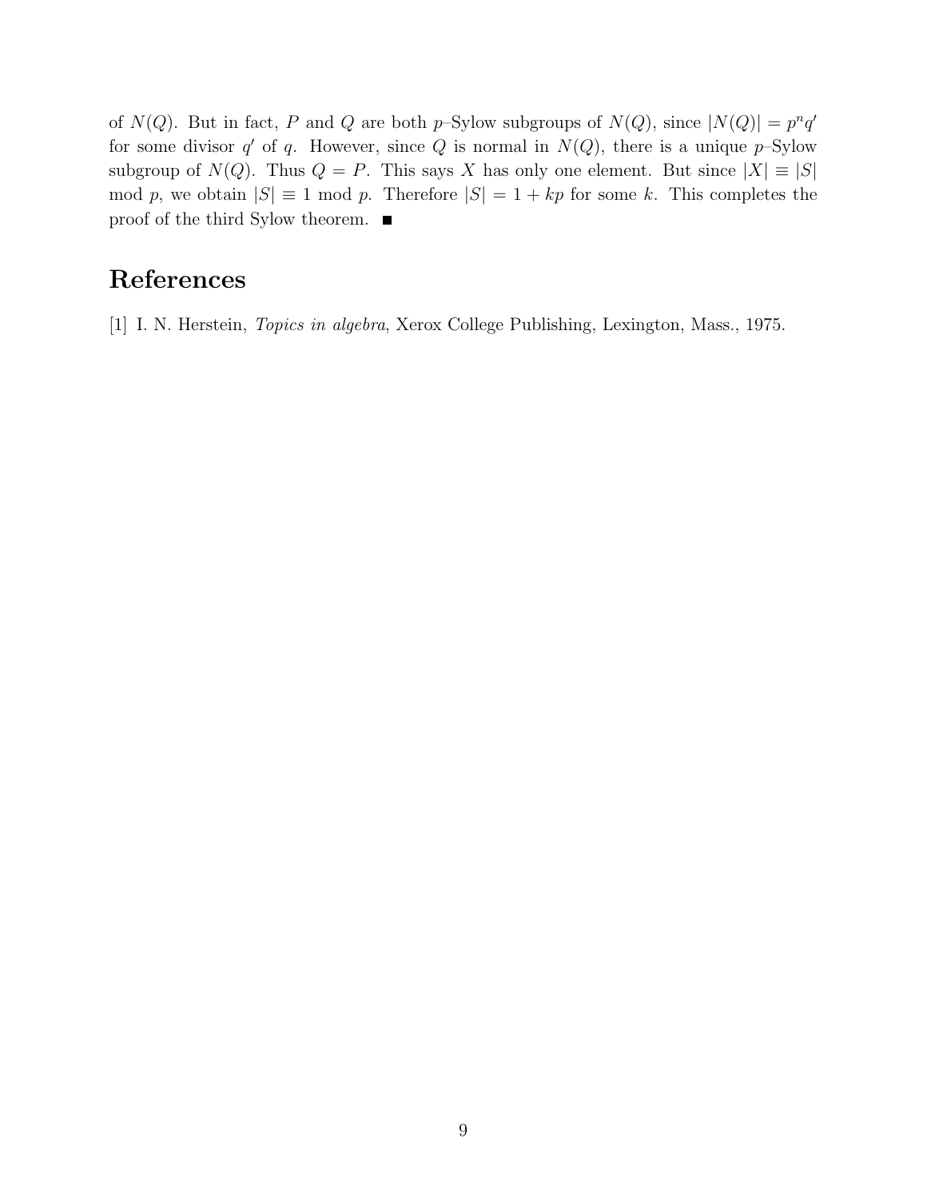of $N(Q)$. But in fact, $P$ and $Q$ are both $p$–Sylow subgroups of $N(Q)$, since $|N(Q)| = p^n q'$ for some divisor $q'$ of $q$. However, since $Q$ is normal in $N(Q)$, there is a unique $p$–Sylow subgroup of $N(Q)$. Thus $Q = P$. This says $X$ has only one element. But since $|X| \equiv |S| \mod p$, we obtain $|S| \equiv 1 \mod p$. Therefore $|S| = 1 + kp$ for some $k$. This completes the proof of the third Sylow theorem. ■

## References

[1] I. N. Herstein, *Topics in algebra*, Xerox College Publishing, Lexington, Mass., 1975.